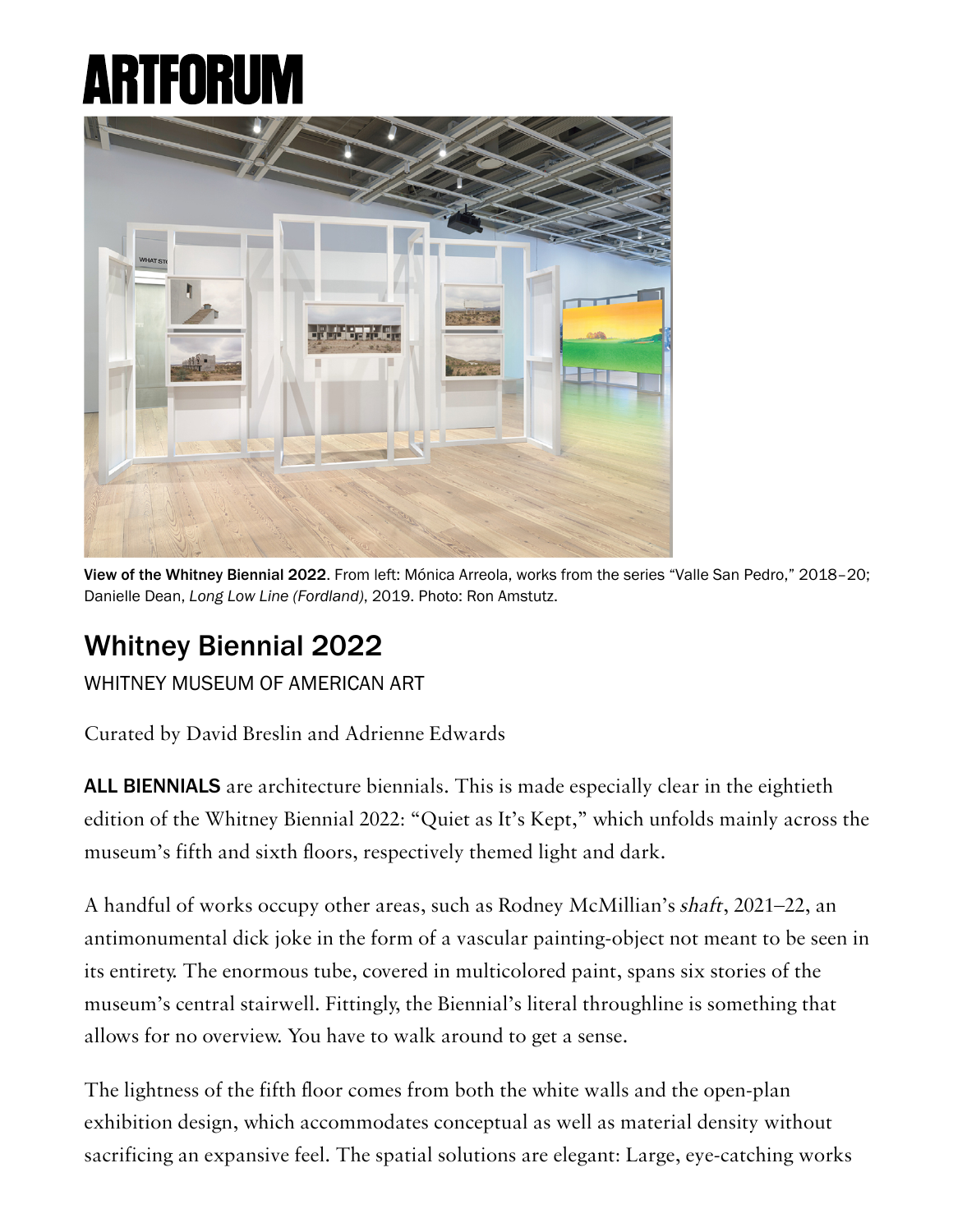# ARTFORUM

View of the Whitney Biennial 2022. From left: Mónica Arreola, works from the series "Valle San Pedro," 2018–20; Danielle Dean, *Long Low Line (Fordland)*, 2019. Photo: Ron Amstutz.

## Whitney Biennial 2022

WHITNEY MUSEUM OF AMERICAN ART

Curated by David Breslin and Adrienne Edwards

**ALL BIENNIALS** are architecture biennials. This is made especially clear in the eightieth edition of the Whitney Biennial 2022: "Quiet as It's Kept," which unfolds mainly across the museum's fifth and sixth floors, respectively themed light and dark.

A handful of works occupy other areas, such as Rodney McMillian's *shaft*, 2021–22, an antimonumental dick joke in the form of a vascular painting-object not meant to be seen in its entirety. The enormous tube, covered in multicolored paint, spans six stories of the museum's central stairwell. Fittingly, the Biennial's literal throughline is something that allows for no overview. You have to walk around to get a sense.

The lightness of the fifth floor comes from both the white walls and the open-plan exhibition design, which accommodates conceptual as well as material density without sacrificing an expansive feel. The spatial solutions are elegant: Large, eye-catching works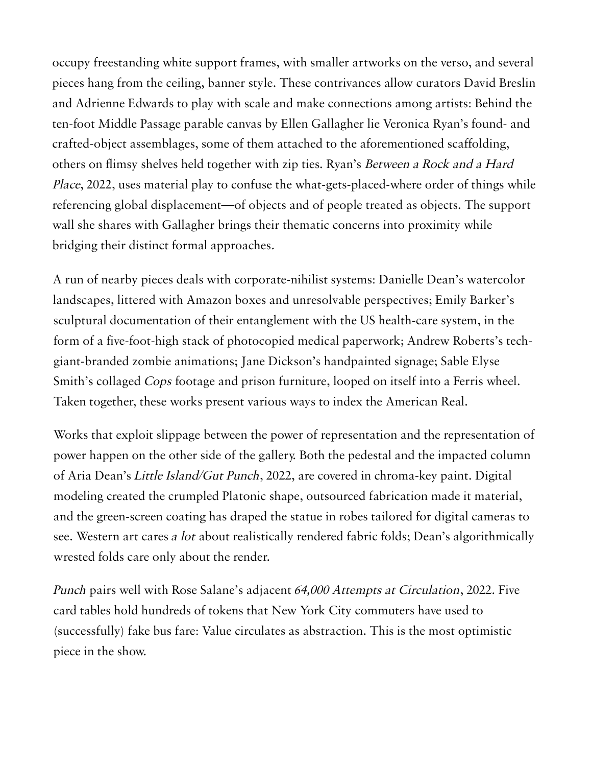occupy freestanding white support frames, with smaller artworks on the verso, and several pieces hang from the ceiling, banner style. These contrivances allow curators David Breslin and Adrienne Edwards to play with scale and make connections among artists: Behind the ten-foot Middle Passage parable canvas by Ellen Gallagher lie Veronica Ryan's found- and crafted-object assemblages, some of them attached to the aforementioned scaffolding, others on flimsy shelves held together with zip ties. Ryan's *Between a Rock and a Hard Place*, 2022, uses material play to confuse the what-gets-placed-where order of things while referencing global displacement—of objects and of people treated as objects. The support wall she shares with Gallagher brings their thematic concerns into proximity while bridging their distinct formal approaches.

A run of nearby pieces deals with corporate-nihilist systems: Danielle Dean's watercolor landscapes, littered with Amazon boxes and unresolvable perspectives; Emily Barker's sculptural documentation of their entanglement with the US health-care system, in the form of a five-foot-high stack of photocopied medical paperwork; Andrew Roberts's tech-giant-branded zombie animations; Jane Dickson's handpainted signage; Sable Elyse Smith's collaged *Cops* footage and prison furniture, looped on itself into a Ferris wheel. Taken together, these works present various ways to index the American Real.

Works that exploit slippage between the power of representation and the representation of power happen on the other side of the gallery. Both the pedestal and the impacted column of Aria Dean's *Little Island/Gut Punch*, 2022, are covered in chroma-key paint. Digital modeling created the crumpled Platonic shape, outsourced fabrication made it material, and the green-screen coating has draped the statue in robes tailored for digital cameras to see. Western art cares *a lot* about realistically rendered fabric folds; Dean's algorithmically wrested folds care only about the render.

*Punch* pairs well with Rose Salane's adjacent *64,000 Attempts at Circulation*, 2022. Five card tables hold hundreds of tokens that New York City commuters have used to (successfully) fake bus fare: Value circulates as abstraction. This is the most optimistic piece in the show.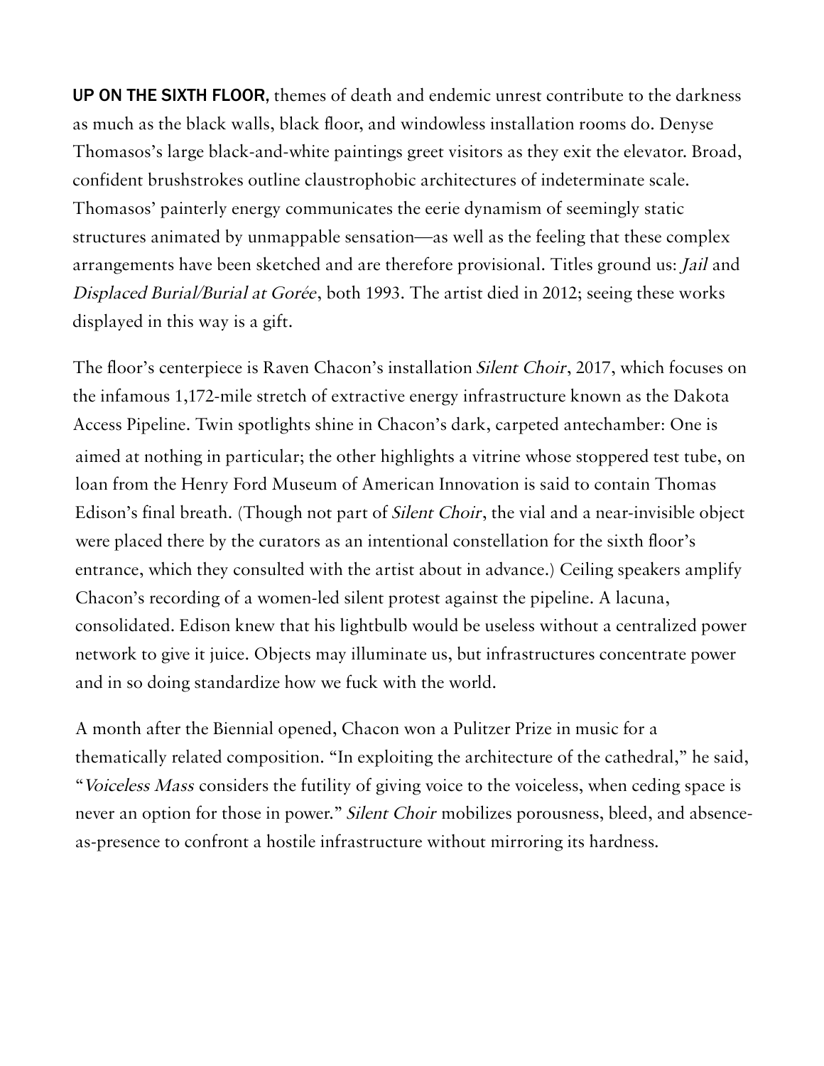**UP ON THE SIXTH FLOOR**, themes of death and endemic unrest contribute to the darkness as much as the black walls, black floor, and windowless installation rooms do. Denyse Thomasos's large black-and-white paintings greet visitors as they exit the elevator. Broad, confident brushstrokes outline claustrophobic architectures of indeterminate scale. Thomasos' painterly energy communicates the eerie dynamism of seemingly static structures animated by unmappable sensation—as well as the feeling that these complex arrangements have been sketched and are therefore provisional. Titles ground us: *Jail* and *Displaced Burial/Burial at Gorée*, both 1993. The artist died in 2012; seeing these works displayed in this way is a gift.

The floor's centerpiece is Raven Chacon's installation *Silent Choir*, 2017, which focuses on the infamous 1,172-mile stretch of extractive energy infrastructure known as the Dakota Access Pipeline. Twin spotlights shine in Chacon's dark, carpeted antechamber: One is aimed at nothing in particular; the other highlights a vitrine whose stoppered test tube, on loan from the Henry Ford Museum of American Innovation is said to contain Thomas Edison's final breath. (Though not part of *Silent Choir*, the vial and a near-invisible object were placed there by the curators as an intentional constellation for the sixth floor's entrance, which they consulted with the artist about in advance.) Ceiling speakers amplify Chacon's recording of a women-led silent protest against the pipeline. A lacuna, consolidated. Edison knew that his lightbulb would be useless without a centralized power network to give it juice. Objects may illuminate us, but infrastructures concentrate power and in so doing standardize how we fuck with the world.

A month after the Biennial opened, Chacon won a Pulitzer Prize in music for a thematically related composition. "In exploiting the architecture of the cathedral," he said, "*Voiceless Mass* considers the futility of giving voice to the voiceless, when ceding space is never an option for those in power." *Silent Choir* mobilizes porousness, bleed, and absence-as-presence to confront a hostile infrastructure without mirroring its hardness.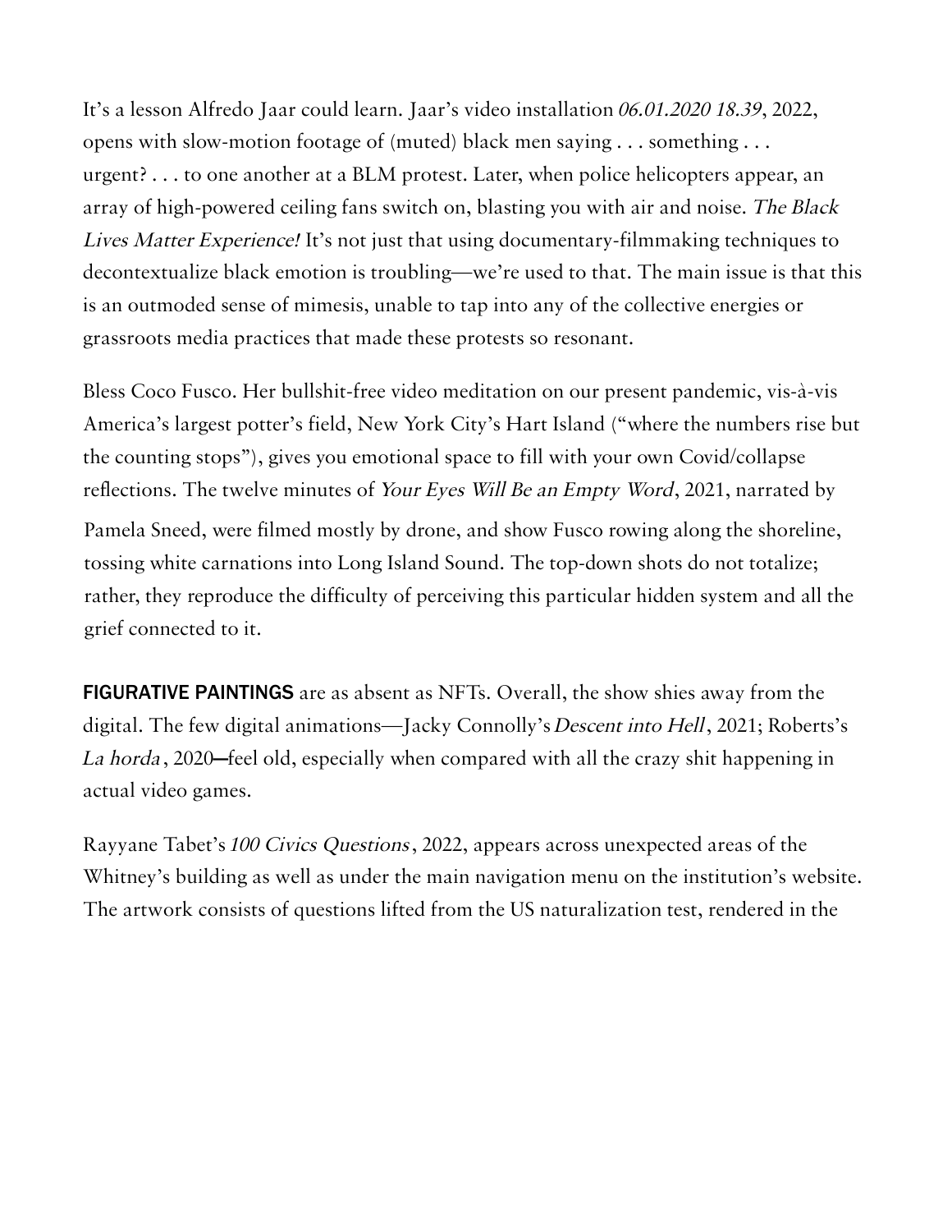It's a lesson Alfredo Jaar could learn. Jaar's video installation *06.01.2020 18.39*, 2022, opens with slow-motion footage of (muted) black men saying . . . something . . . urgent? . . . to one another at a BLM protest. Later, when police helicopters appear, an array of high-powered ceiling fans switch on, blasting you with air and noise. *The Black Lives Matter Experience!* It's not just that using documentary-filmmaking techniques to decontextualize black emotion is troubling—we're used to that. The main issue is that this is an outmoded sense of mimesis, unable to tap into any of the collective energies or grassroots media practices that made these protests so resonant.

Bless Coco Fusco. Her bullshit-free video meditation on our present pandemic, vis-à-vis America's largest potter's field, New York City's Hart Island ("where the numbers rise but the counting stops"), gives you emotional space to fill with your own Covid/collapse reflections. The twelve minutes of *Your Eyes Will Be an Empty Word*, 2021, narrated by Pamela Sneed, were filmed mostly by drone, and show Fusco rowing along the shoreline, tossing white carnations into Long Island Sound. The top-down shots do not totalize; rather, they reproduce the difficulty of perceiving this particular hidden system and all the grief connected to it.

**FIGURATIVE PAINTINGS** are as absent as NFTs. Overall, the show shies away from the digital. The few digital animations—Jacky Connolly's *Descent into Hell*, 2021; Roberts's *La horda*, 2020—feel old, especially when compared with all the crazy shit happening in actual video games.

Rayyane Tabet's *100 Civics Questions*, 2022, appears across unexpected areas of the Whitney's building as well as under the main navigation menu on the institution's website. The artwork consists of questions lifted from the US naturalization test, rendered in the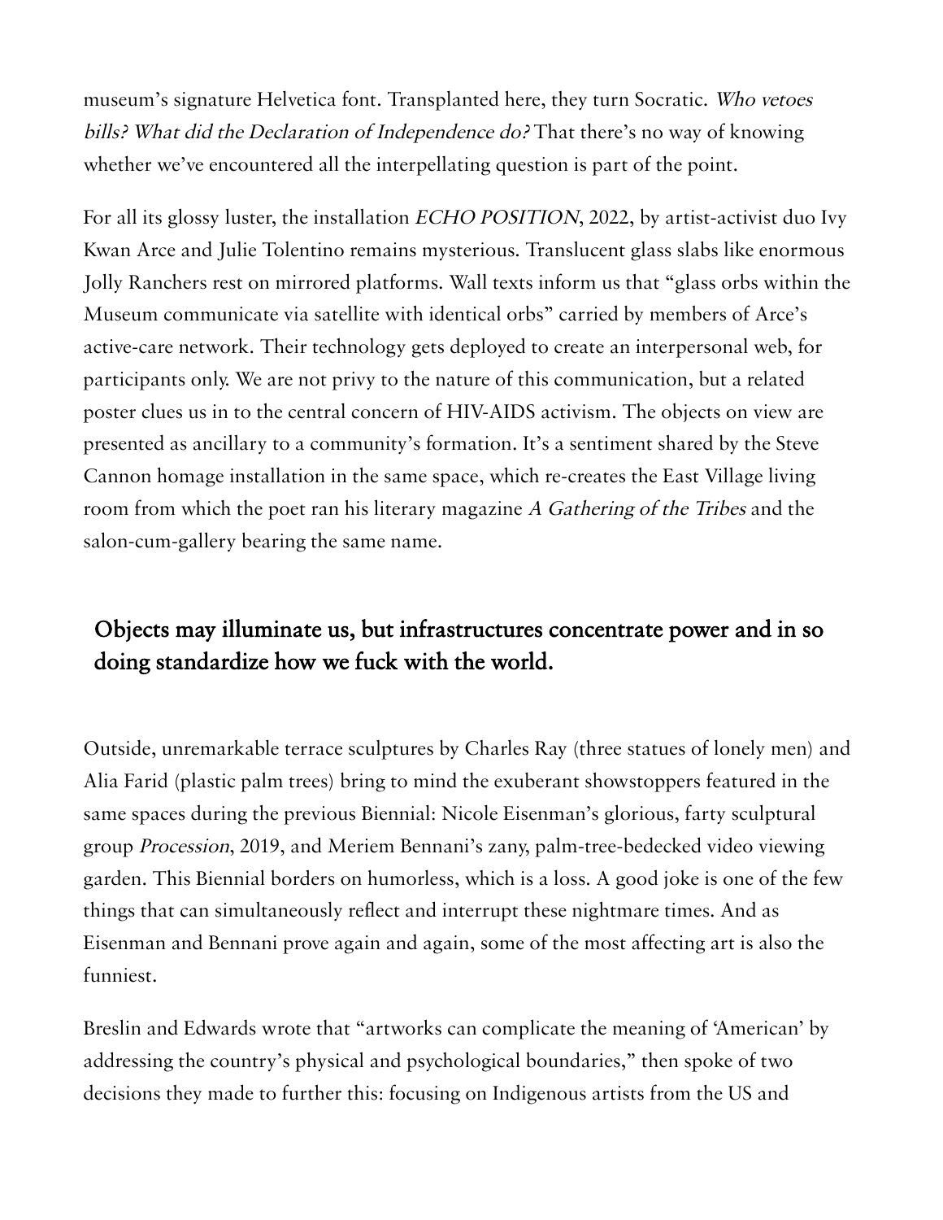museum's signature Helvetica font. Transplanted here, they turn Socratic. *Who vetoes bills? What did the Declaration of Independence do?* That there's no way of knowing whether we've encountered all the interpellating question is part of the point.

For all its glossy luster, the installation *ECHO POSITION*, 2022, by artist-activist duo Ivy Kwan Arce and Julie Tolentino remains mysterious. Translucent glass slabs like enormous Jolly Ranchers rest on mirrored platforms. Wall texts inform us that "glass orbs within the Museum communicate via satellite with identical orbs" carried by members of Arce's active-care network. Their technology gets deployed to create an interpersonal web, for participants only. We are not privy to the nature of this communication, but a related poster clues us in to the central concern of HIV-AIDS activism. The objects on view are presented as ancillary to a community's formation. It's a sentiment shared by the Steve Cannon homage installation in the same space, which re-creates the East Village living room from which the poet ran his literary magazine *A Gathering of the Tribes* and the salon-cum-gallery bearing the same name.

> **Objects may illuminate us, but infrastructures concentrate power and in so doing standardize how we fuck with the world.**

Outside, unremarkable terrace sculptures by Charles Ray (three statues of lonely men) and Alia Farid (plastic palm trees) bring to mind the exuberant showstoppers featured in the same spaces during the previous Biennial: Nicole Eisenman's glorious, farty sculptural group *Procession*, 2019, and Meriem Bennani's zany, palm-tree-bedecked video viewing garden. This Biennial borders on humorless, which is a loss. A good joke is one of the few things that can simultaneously reflect and interrupt these nightmare times. And as Eisenman and Bennani prove again and again, some of the most affecting art is also the funniest.

Breslin and Edwards wrote that "artworks can complicate the meaning of 'American' by addressing the country's physical and psychological boundaries," then spoke of two decisions they made to further this: focusing on Indigenous artists from the US and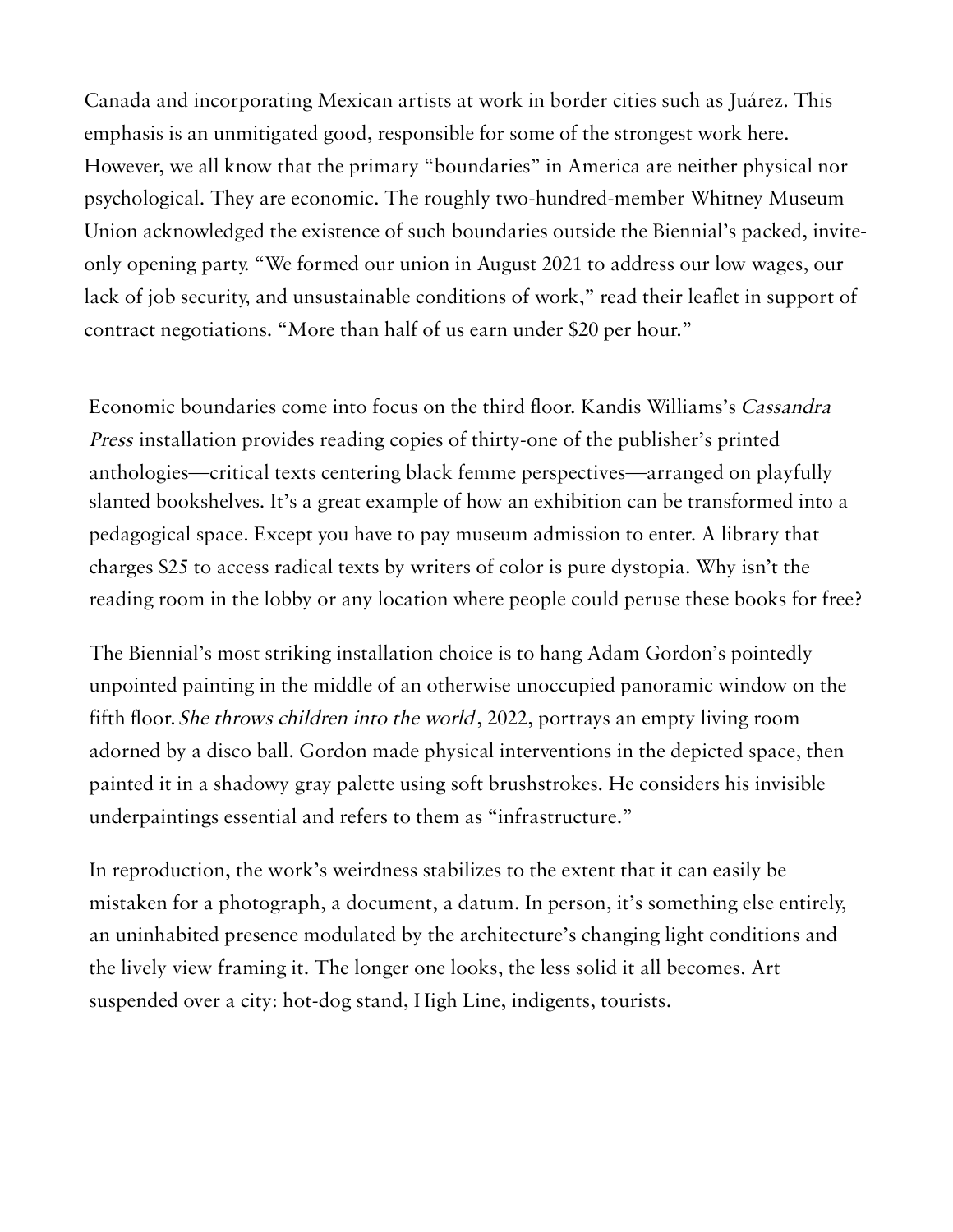Canada and incorporating Mexican artists at work in border cities such as Juárez. This emphasis is an unmitigated good, responsible for some of the strongest work here. However, we all know that the primary "boundaries" in America are neither physical nor psychological. They are economic. The roughly two-hundred-member Whitney Museum Union acknowledged the existence of such boundaries outside the Biennial's packed, invite-only opening party. "We formed our union in August 2021 to address our low wages, our lack of job security, and unsustainable conditions of work," read their leaflet in support of contract negotiations. "More than half of us earn under $20 per hour."

Economic boundaries come into focus on the third floor. Kandis Williams's *Cassandra Press* installation provides reading copies of thirty-one of the publisher's printed anthologies—critical texts centering black femme perspectives—arranged on playfully slanted bookshelves. It's a great example of how an exhibition can be transformed into a pedagogical space. Except you have to pay museum admission to enter. A library that charges $25 to access radical texts by writers of color is pure dystopia. Why isn't the reading room in the lobby or any location where people could peruse these books for free?

The Biennial's most striking installation choice is to hang Adam Gordon's pointedly unpointed painting in the middle of an otherwise unoccupied panoramic window on the fifth floor. *She throws children into the world*, 2022, portrays an empty living room adorned by a disco ball. Gordon made physical interventions in the depicted space, then painted it in a shadowy gray palette using soft brushstrokes. He considers his invisible underpaintings essential and refers to them as "infrastructure."

In reproduction, the work's weirdness stabilizes to the extent that it can easily be mistaken for a photograph, a document, a datum. In person, it's something else entirely, an uninhabited presence modulated by the architecture's changing light conditions and the lively view framing it. The longer one looks, the less solid it all becomes. Art suspended over a city: hot-dog stand, High Line, indigents, tourists.